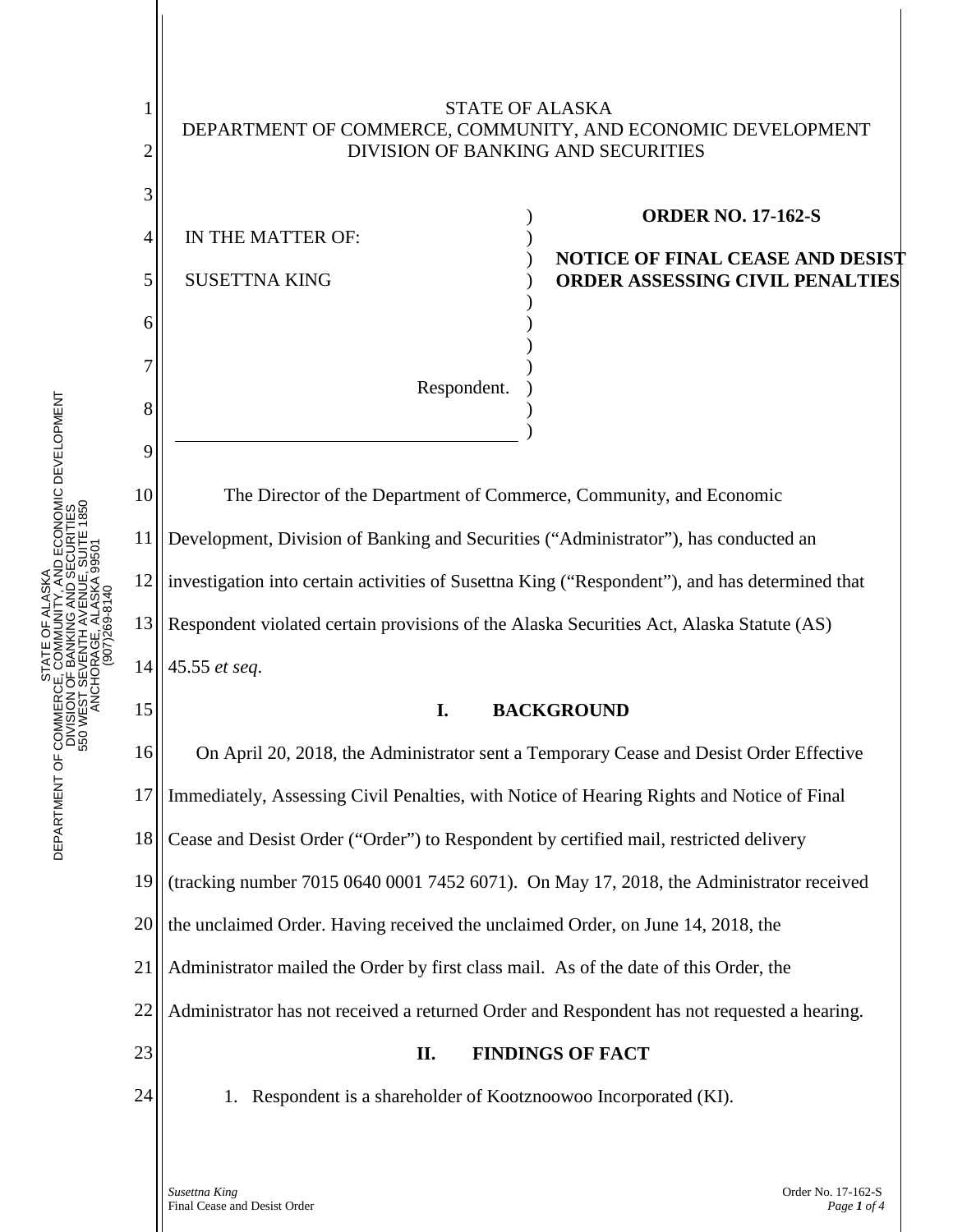STATE OF ALASKA
DEPARTMENT OF COMMERCE, COMMUNITY, AND ECONOMIC DEVELOPMENT
DIVISION OF BANKING AND SECURITIES

IN THE MATTER OF:

SUSETTNA KING

Respondent.

**ORDER NO. 17-162-S**

**NOTICE OF FINAL CEASE AND DESIST ORDER ASSESSING CIVIL PENALTIES**

The Director of the Department of Commerce, Community, and Economic Development, Division of Banking and Securities ("Administrator"), has conducted an investigation into certain activities of Susettna King ("Respondent"), and has determined that Respondent violated certain provisions of the Alaska Securities Act, Alaska Statute (AS) 45.55 *et seq*.

## I. BACKGROUND

On April 20, 2018, the Administrator sent a Temporary Cease and Desist Order Effective Immediately, Assessing Civil Penalties, with Notice of Hearing Rights and Notice of Final Cease and Desist Order ("Order") to Respondent by certified mail, restricted delivery (tracking number 7015 0640 0001 7452 6071). On May 17, 2018, the Administrator received the unclaimed Order. Having received the unclaimed Order, on June 14, 2018, the Administrator mailed the Order by first class mail. As of the date of this Order, the Administrator has not received a returned Order and Respondent has not requested a hearing.

## II. FINDINGS OF FACT

1. Respondent is a shareholder of Kootznoowoo Incorporated (KI).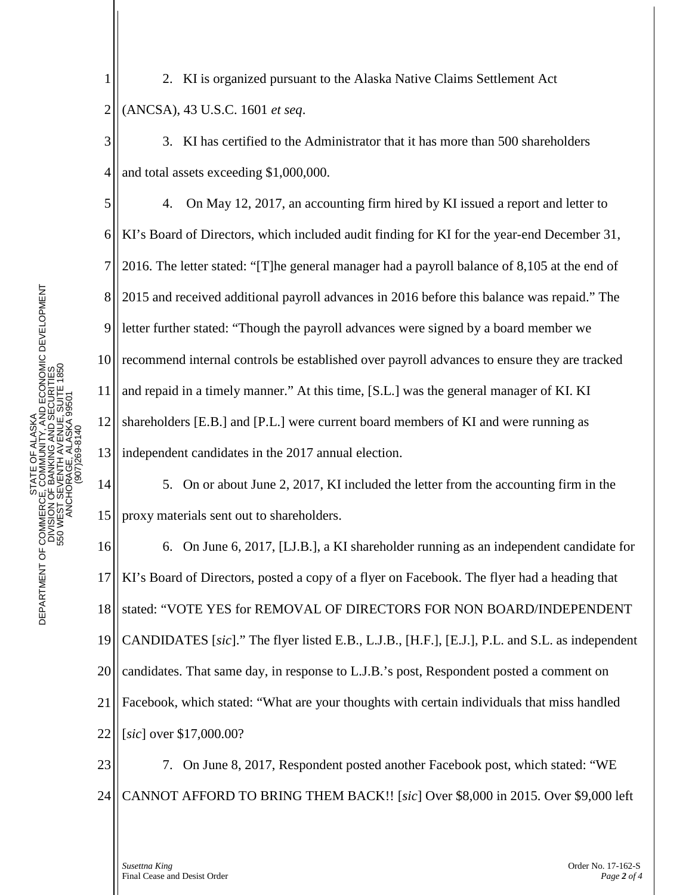2. KI is organized pursuant to the Alaska Native Claims Settlement Act (ANCSA), 43 U.S.C. 1601 *et seq*.

3. KI has certified to the Administrator that it has more than 500 shareholders and total assets exceeding $1,000,000.

4. On May 12, 2017, an accounting firm hired by KI issued a report and letter to KI's Board of Directors, which included audit finding for KI for the year-end December 31, 2016. The letter stated: "[T]he general manager had a payroll balance of 8,105 at the end of 2015 and received additional payroll advances in 2016 before this balance was repaid." The letter further stated: "Though the payroll advances were signed by a board member we recommend internal controls be established over payroll advances to ensure they are tracked and repaid in a timely manner." At this time, [S.L.] was the general manager of KI. KI shareholders [E.B.] and [P.L.] were current board members of KI and were running as independent candidates in the 2017 annual election.

5. On or about June 2, 2017, KI included the letter from the accounting firm in the proxy materials sent out to shareholders.

6. On June 6, 2017, [LJ.B.], a KI shareholder running as an independent candidate for KI's Board of Directors, posted a copy of a flyer on Facebook. The flyer had a heading that stated: "VOTE YES for REMOVAL OF DIRECTORS FOR NON BOARD/INDEPENDENT CANDIDATES [*sic*]." The flyer listed E.B., L.J.B., [H.F.], [E.J.], P.L. and S.L. as independent candidates. That same day, in response to L.J.B.'s post, Respondent posted a comment on Facebook, which stated: "What are your thoughts with certain individuals that miss handled [*sic*] over $17,000.00?

7. On June 8, 2017, Respondent posted another Facebook post, which stated: "WE CANNOT AFFORD TO BRING THEM BACK!! [*sic*] Over $8,000 in 2015. Over $9,000 left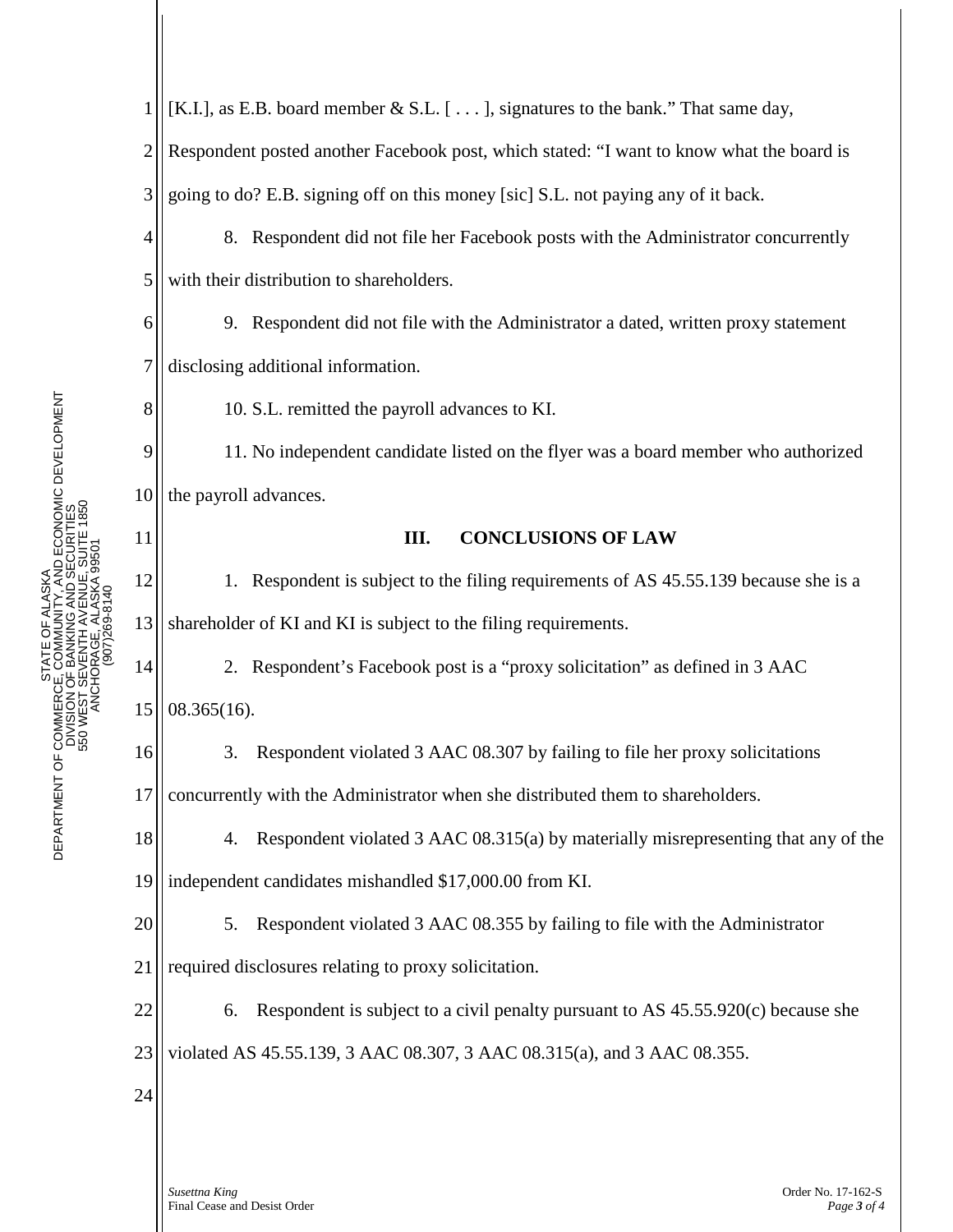[K.I.], as E.B. board member & S.L. [ . . . ], signatures to the bank." That same day, Respondent posted another Facebook post, which stated: "I want to know what the board is going to do? E.B. signing off on this money [sic] S.L. not paying any of it back.

8. Respondent did not file her Facebook posts with the Administrator concurrently with their distribution to shareholders.

9. Respondent did not file with the Administrator a dated, written proxy statement disclosing additional information.

10. S.L. remitted the payroll advances to KI.

11. No independent candidate listed on the flyer was a board member who authorized the payroll advances.

## III. CONCLUSIONS OF LAW

1. Respondent is subject to the filing requirements of AS 45.55.139 because she is a shareholder of KI and KI is subject to the filing requirements.

2. Respondent's Facebook post is a "proxy solicitation" as defined in 3 AAC 08.365(16).

3. Respondent violated 3 AAC 08.307 by failing to file her proxy solicitations concurrently with the Administrator when she distributed them to shareholders.

4. Respondent violated 3 AAC 08.315(a) by materially misrepresenting that any of the independent candidates mishandled $17,000.00 from KI.

5. Respondent violated 3 AAC 08.355 by failing to file with the Administrator required disclosures relating to proxy solicitation.

6. Respondent is subject to a civil penalty pursuant to AS 45.55.920(c) because she violated AS 45.55.139, 3 AAC 08.307, 3 AAC 08.315(a), and 3 AAC 08.355.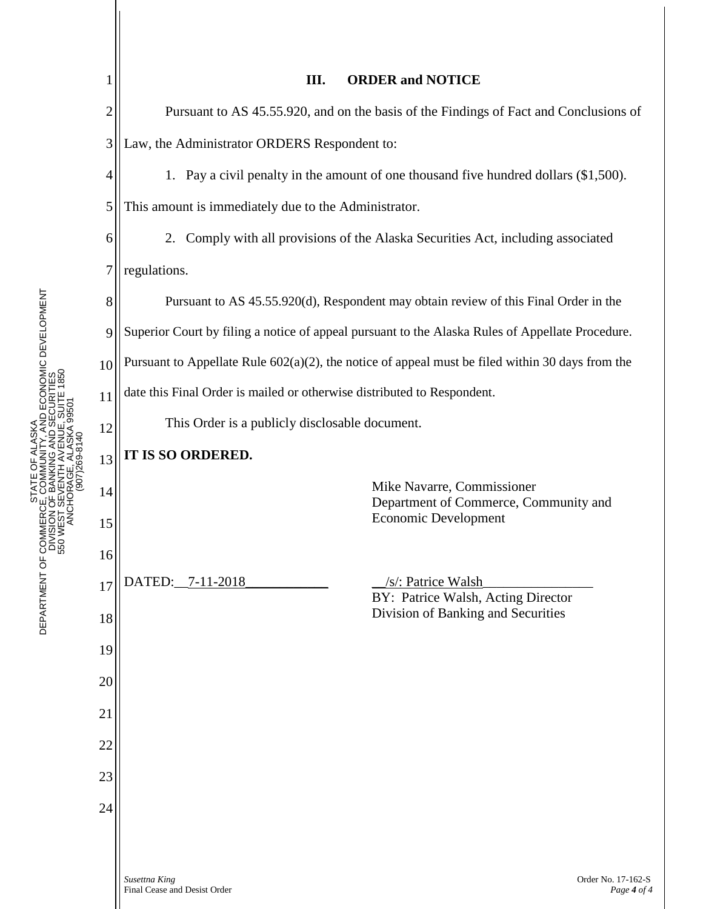## III. ORDER and NOTICE

Pursuant to AS 45.55.920, and on the basis of the Findings of Fact and Conclusions of Law, the Administrator ORDERS Respondent to:

1. Pay a civil penalty in the amount of one thousand five hundred dollars ($1,500). This amount is immediately due to the Administrator.

2. Comply with all provisions of the Alaska Securities Act, including associated regulations.

Pursuant to AS 45.55.920(d), Respondent may obtain review of this Final Order in the Superior Court by filing a notice of appeal pursuant to the Alaska Rules of Appellate Procedure. Pursuant to Appellate Rule 602(a)(2), the notice of appeal must be filed within 30 days from the date this Final Order is mailed or otherwise distributed to Respondent.

This Order is a publicly disclosable document.

**IT IS SO ORDERED.**

Mike Navarre, Commissioner
Department of Commerce, Community and Economic Development

DATED: 7-11-2018

/s/: Patrice Walsh
BY: Patrice Walsh, Acting Director
Division of Banking and Securities